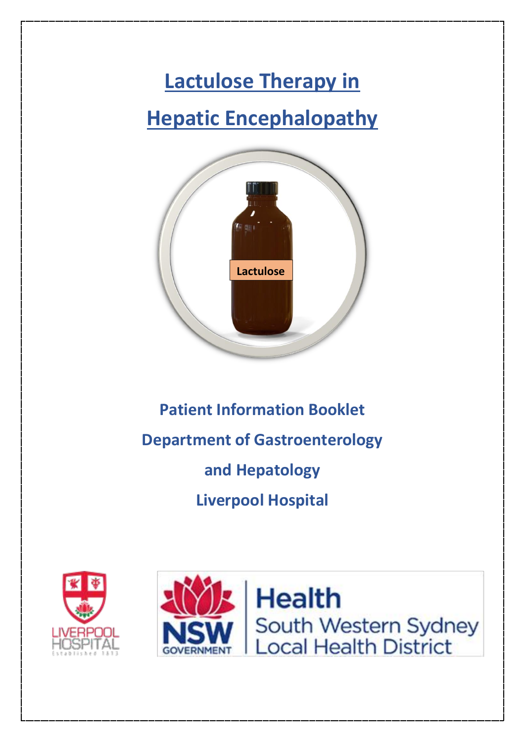# Lactulose Therapy in Hepatic Encephalopathy

Lactulose

**Patient Information Booklet**

**Department of Gastroenterology and Hepatology**

**Liverpool Hospital**

LIVERPOOL HOSPITAL

NSW GOVERNMENT | Health South Western Sydney Local Health District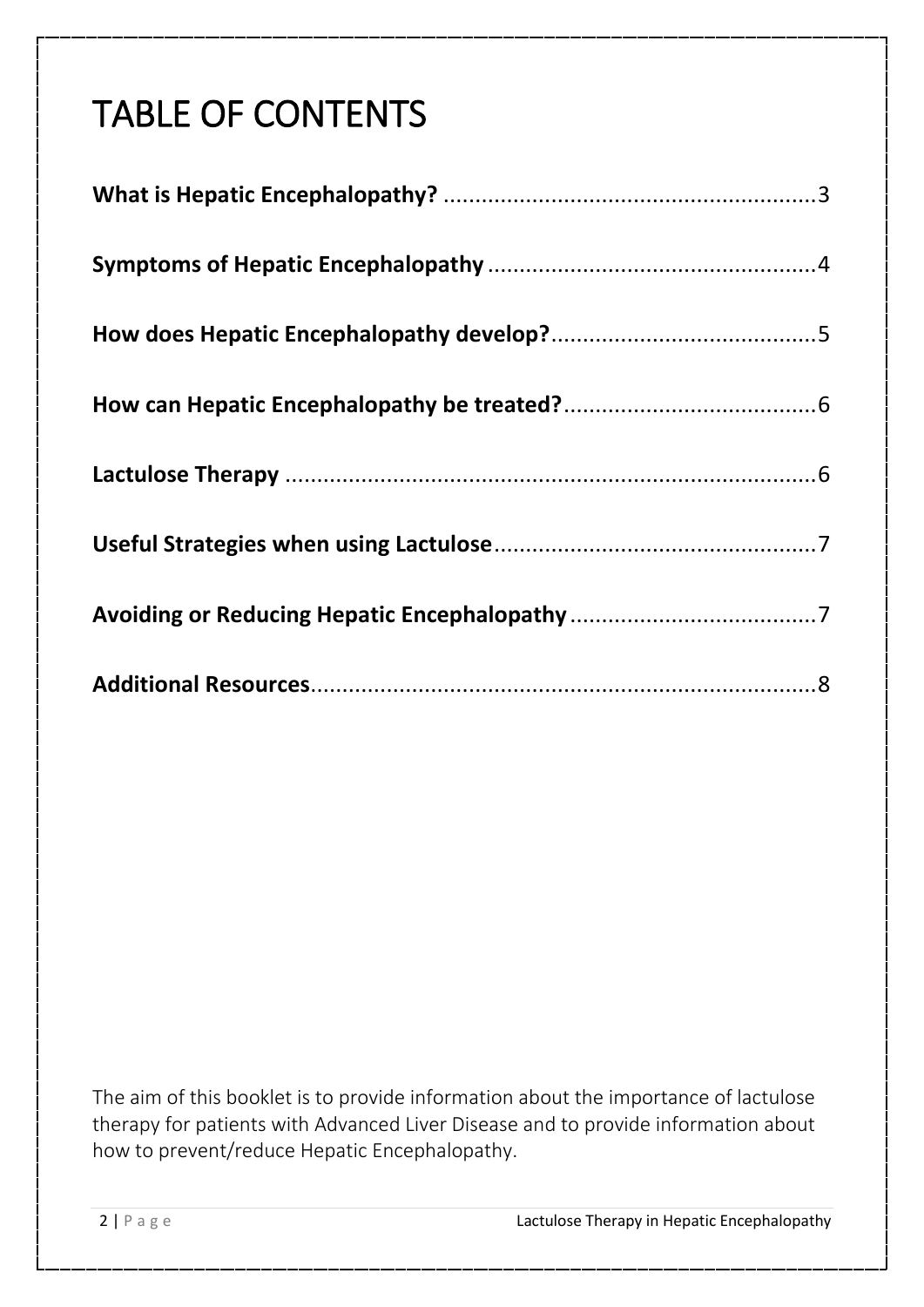# TABLE OF CONTENTS

**What is Hepatic Encephalopathy?** .......................................................... 3

**Symptoms of Hepatic Encephalopathy** .................................................... 4

**How does Hepatic Encephalopathy develop?** .......................................... 5

**How can Hepatic Encephalopathy be treated?** ........................................ 6

**Lactulose Therapy** .................................................................................... 6

**Useful Strategies when using Lactulose** .................................................... 7

**Avoiding or Reducing Hepatic Encephalopathy** ....................................... 7

**Additional Resources** ................................................................................. 8

The aim of this booklet is to provide information about the importance of lactulose therapy for patients with Advanced Liver Disease and to provide information about how to prevent/reduce Hepatic Encephalopathy.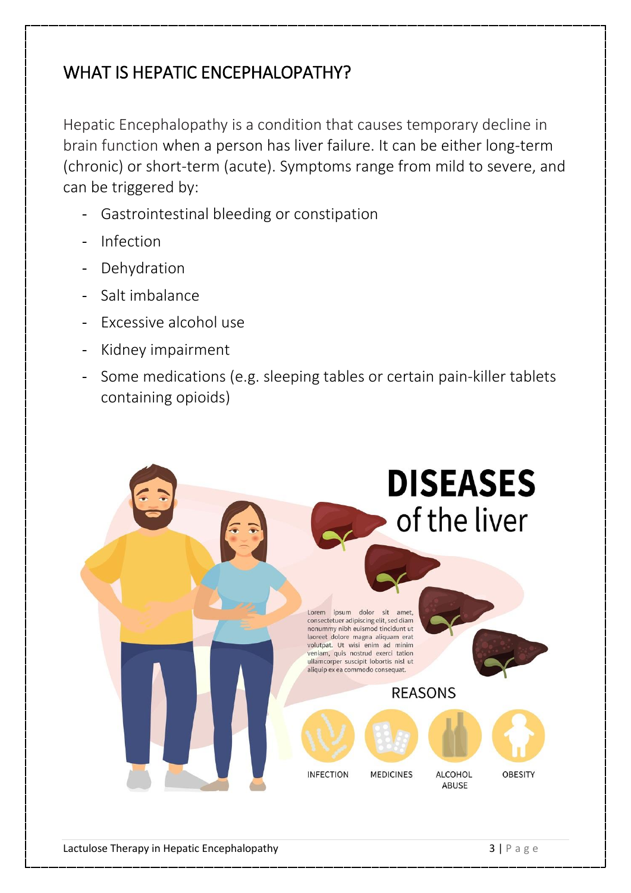## WHAT IS HEPATIC ENCEPHALOPATHY?

Hepatic Encephalopathy is a condition that causes temporary decline in brain function when a person has liver failure. It can be either long-term (chronic) or short-term (acute). Symptoms range from mild to severe, and can be triggered by:

- Gastrointestinal bleeding or constipation
- Infection
- Dehydration
- Salt imbalance
- Excessive alcohol use
- Kidney impairment
- Some medications (e.g. sleeping tables or certain pain-killer tablets containing opioids)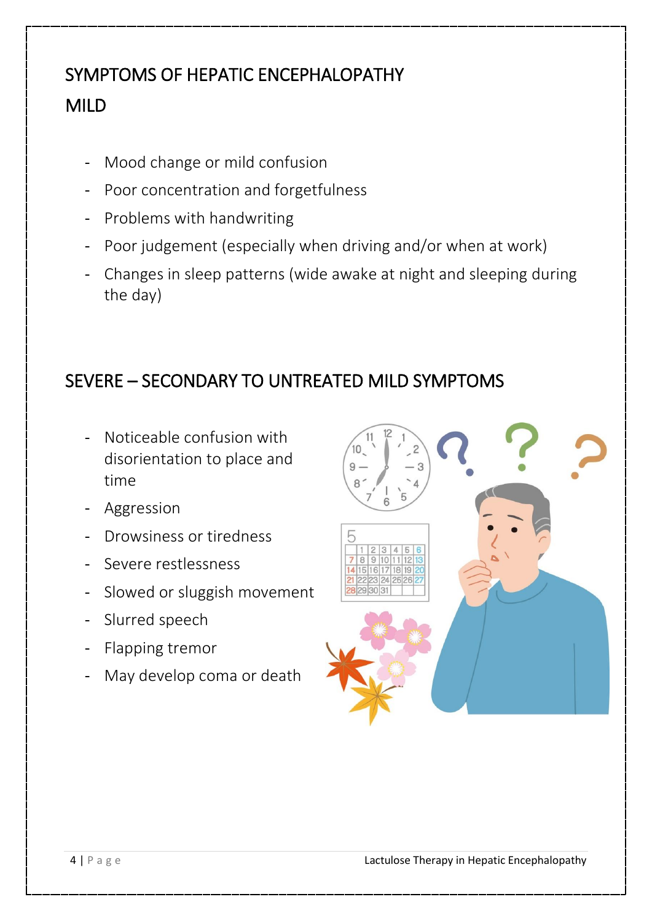# SYMPTOMS OF HEPATIC ENCEPHALOPATHY

## MILD

- Mood change or mild confusion
- Poor concentration and forgetfulness
- Problems with handwriting
- Poor judgement (especially when driving and/or when at work)
- Changes in sleep patterns (wide awake at night and sleeping during the day)

## SEVERE – SECONDARY TO UNTREATED MILD SYMPTOMS

- Noticeable confusion with disorientation to place and time
- Aggression
- Drowsiness or tiredness
- Severe restlessness
- Slowed or sluggish movement
- Slurred speech
- Flapping tremor
- May develop coma or death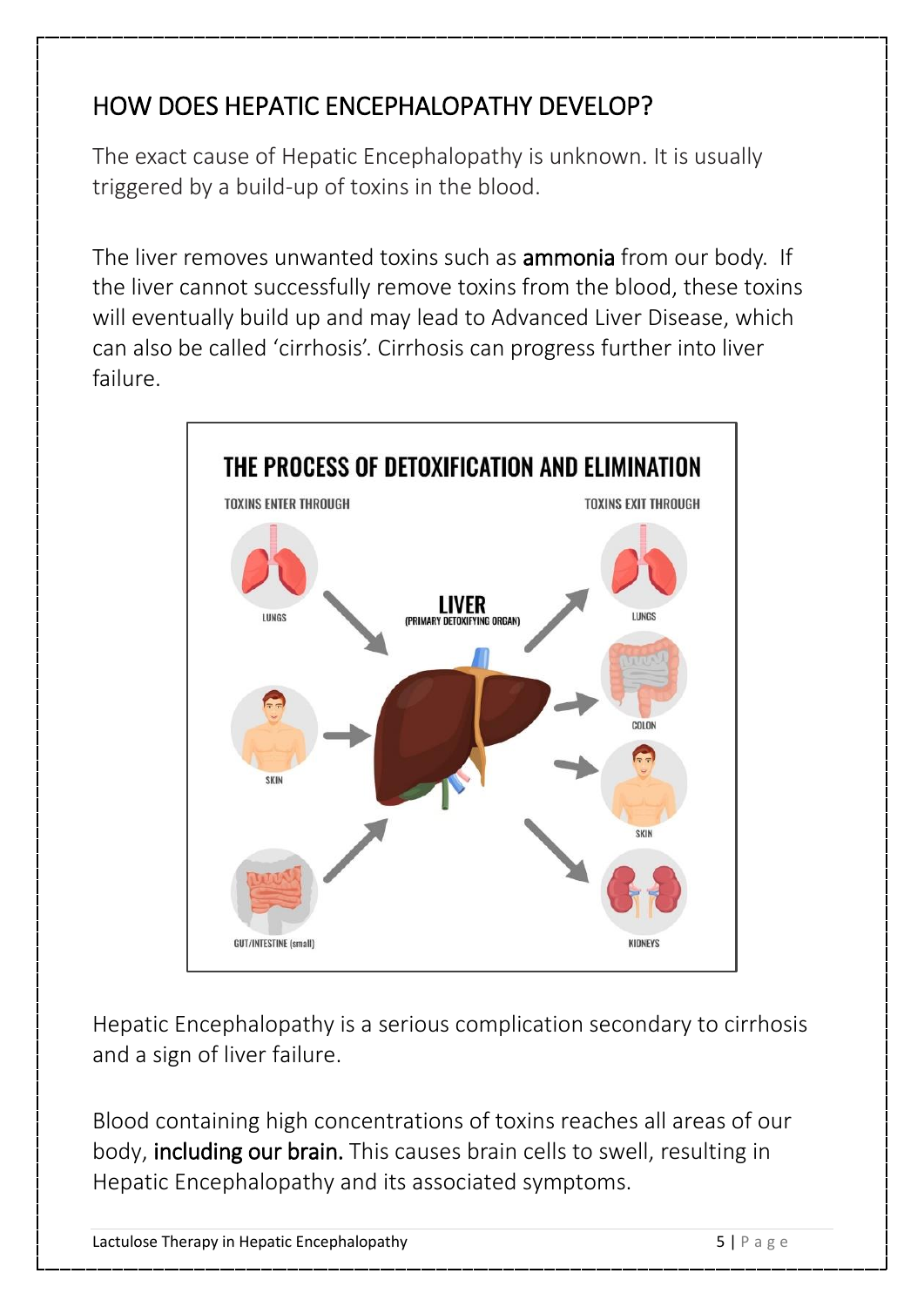## HOW DOES HEPATIC ENCEPHALOPATHY DEVELOP?

The exact cause of Hepatic Encephalopathy is unknown. It is usually triggered by a build-up of toxins in the blood.

The liver removes unwanted toxins such as **ammonia** from our body. If the liver cannot successfully remove toxins from the blood, these toxins will eventually build up and may lead to Advanced Liver Disease, which can also be called 'cirrhosis'. Cirrhosis can progress further into liver failure.

Hepatic Encephalopathy is a serious complication secondary to cirrhosis and a sign of liver failure.

Blood containing high concentrations of toxins reaches all areas of our body, **including our brain.** This causes brain cells to swell, resulting in Hepatic Encephalopathy and its associated symptoms.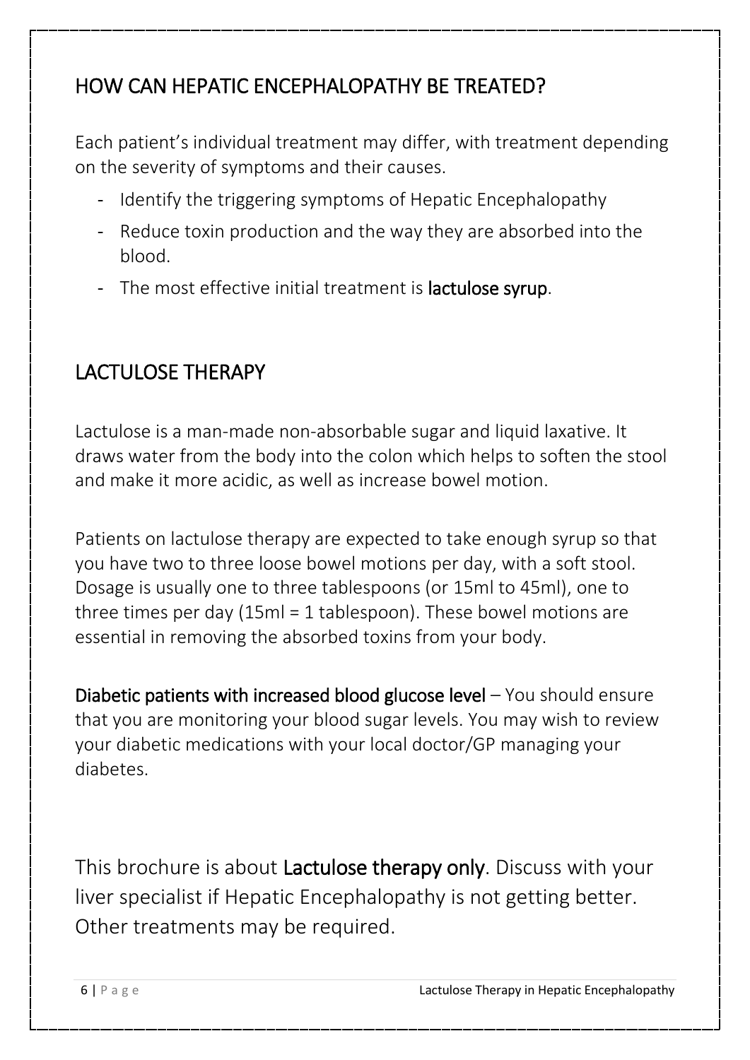## HOW CAN HEPATIC ENCEPHALOPATHY BE TREATED?

Each patient's individual treatment may differ, with treatment depending on the severity of symptoms and their causes.

- Identify the triggering symptoms of Hepatic Encephalopathy
- Reduce toxin production and the way they are absorbed into the blood.
- The most effective initial treatment is **lactulose syrup**.

## LACTULOSE THERAPY

Lactulose is a man-made non-absorbable sugar and liquid laxative. It draws water from the body into the colon which helps to soften the stool and make it more acidic, as well as increase bowel motion.

Patients on lactulose therapy are expected to take enough syrup so that you have two to three loose bowel motions per day, with a soft stool. Dosage is usually one to three tablespoons (or 15ml to 45ml), one to three times per day (15ml = 1 tablespoon). These bowel motions are essential in removing the absorbed toxins from your body.

**Diabetic patients with increased blood glucose level** – You should ensure that you are monitoring your blood sugar levels. You may wish to review your diabetic medications with your local doctor/GP managing your diabetes.

This brochure is about **Lactulose therapy only**. Discuss with your liver specialist if Hepatic Encephalopathy is not getting better. Other treatments may be required.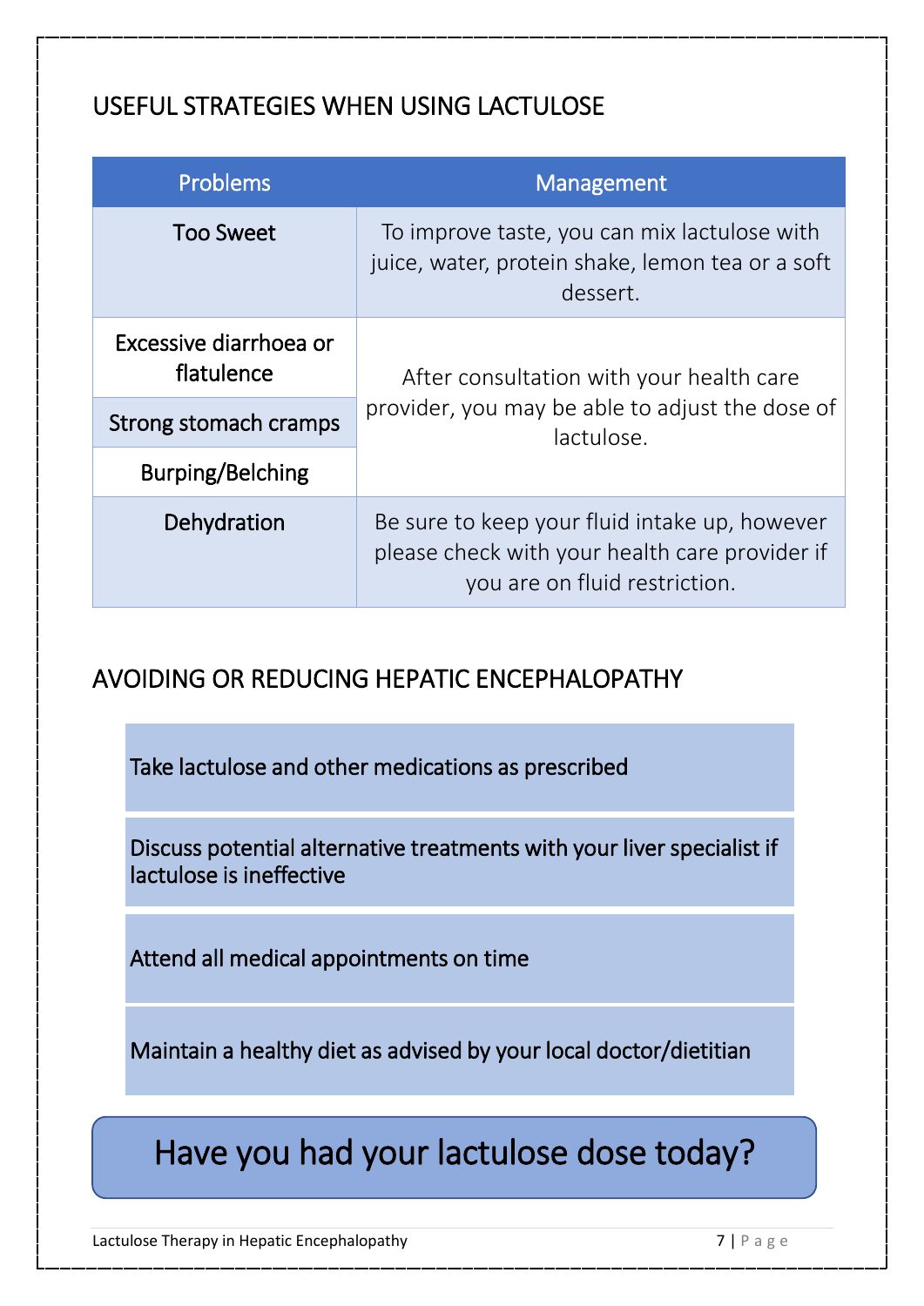## USEFUL STRATEGIES WHEN USING LACTULOSE

| Problems | Management |
| --- | --- |
| Too Sweet | To improve taste, you can mix lactulose with juice, water, protein shake, lemon tea or a soft dessert. |
| Excessive diarrhoea or flatulence | After consultation with your health care provider, you may be able to adjust the dose of lactulose. |
| Strong stomach cramps | |
| Burping/Belching | |
| Dehydration | Be sure to keep your fluid intake up, however please check with your health care provider if you are on fluid restriction. |

## AVOIDING OR REDUCING HEPATIC ENCEPHALOPATHY

- Take lactulose and other medications as prescribed
- Discuss potential alternative treatments with your liver specialist if lactulose is ineffective
- Attend all medical appointments on time
- Maintain a healthy diet as advised by your local doctor/dietitian

**Have you had your lactulose dose today?**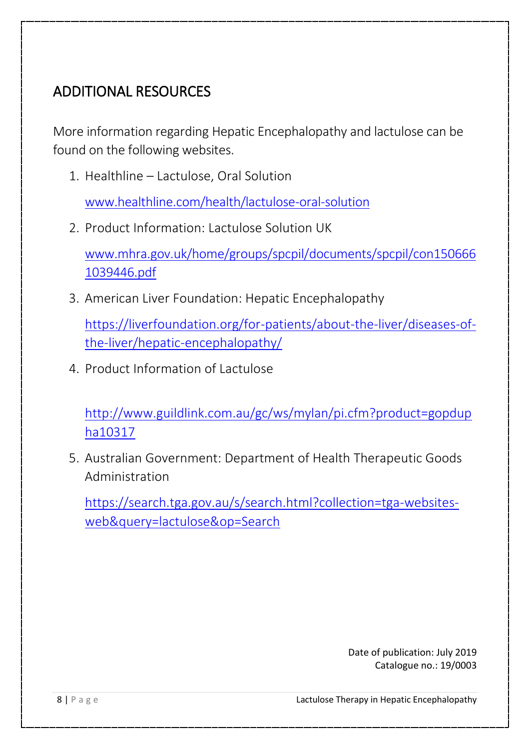## ADDITIONAL RESOURCES

More information regarding Hepatic Encephalopathy and lactulose can be found on the following websites.

1. Healthline – Lactulose, Oral Solution

   www.healthline.com/health/lactulose-oral-solution

2. Product Information: Lactulose Solution UK

   www.mhra.gov.uk/home/groups/spcpil/documents/spcpil/con1506661039446.pdf

3. American Liver Foundation: Hepatic Encephalopathy

   https://liverfoundation.org/for-patients/about-the-liver/diseases-of-the-liver/hepatic-encephalopathy/

4. Product Information of Lactulose

   http://www.guildlink.com.au/gc/ws/mylan/pi.cfm?product=gopdupha10317

5. Australian Government: Department of Health Therapeutic Goods Administration

   https://search.tga.gov.au/s/search.html?collection=tga-websites-web&query=lactulose&op=Search

Date of publication: July 2019
Catalogue no.: 19/0003